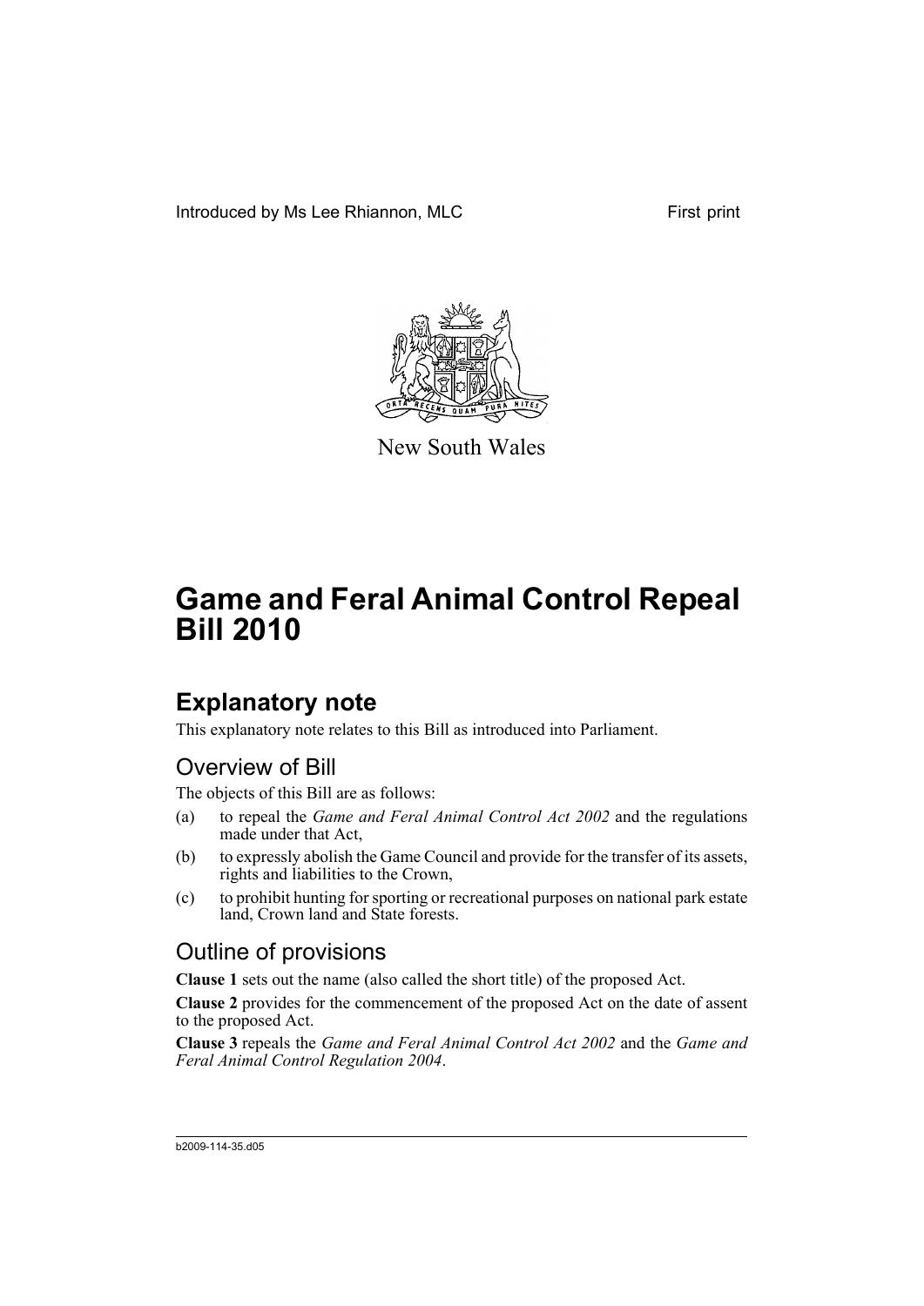Introduced by Ms Lee Rhiannon, MLC

First print

New South Wales

# Game and Feral Animal Control Repeal Bill 2010

## Explanatory note

This explanatory note relates to this Bill as introduced into Parliament.

### Overview of Bill

The objects of this Bill are as follows:

(a) to repeal the *Game and Feral Animal Control Act 2002* and the regulations made under that Act,

(b) to expressly abolish the Game Council and provide for the transfer of its assets, rights and liabilities to the Crown,

(c) to prohibit hunting for sporting or recreational purposes on national park estate land, Crown land and State forests.

### Outline of provisions

**Clause 1** sets out the name (also called the short title) of the proposed Act.

**Clause 2** provides for the commencement of the proposed Act on the date of assent to the proposed Act.

**Clause 3** repeals the *Game and Feral Animal Control Act 2002* and the *Game and Feral Animal Control Regulation 2004*.

b2009-114-35.d05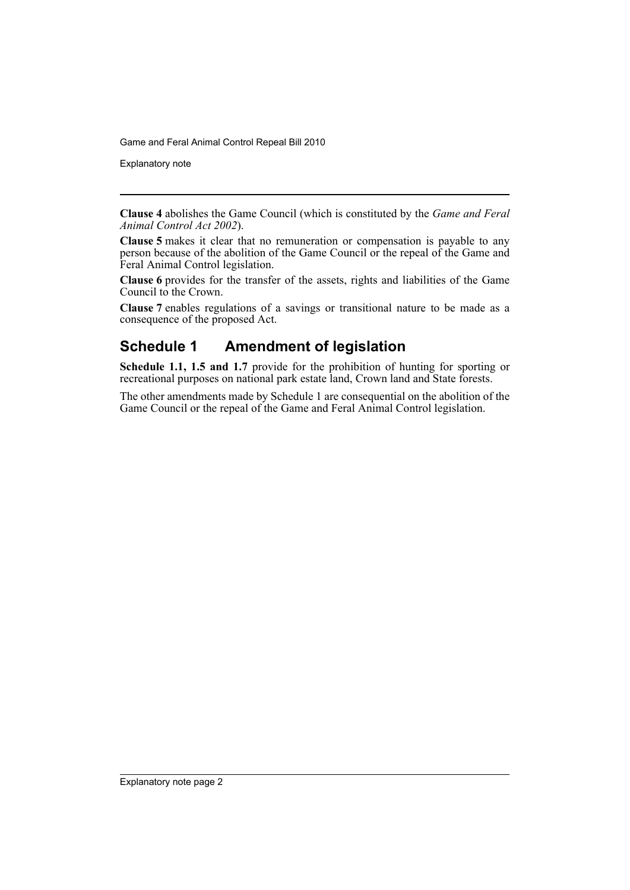**Clause 4** abolishes the Game Council (which is constituted by the *Game and Feral Animal Control Act 2002*).

**Clause 5** makes it clear that no remuneration or compensation is payable to any person because of the abolition of the Game Council or the repeal of the Game and Feral Animal Control legislation.

**Clause 6** provides for the transfer of the assets, rights and liabilities of the Game Council to the Crown.

**Clause 7** enables regulations of a savings or transitional nature to be made as a consequence of the proposed Act.

## Schedule 1 Amendment of legislation

**Schedule 1.1, 1.5 and 1.7** provide for the prohibition of hunting for sporting or recreational purposes on national park estate land, Crown land and State forests.

The other amendments made by Schedule 1 are consequential on the abolition of the Game Council or the repeal of the Game and Feral Animal Control legislation.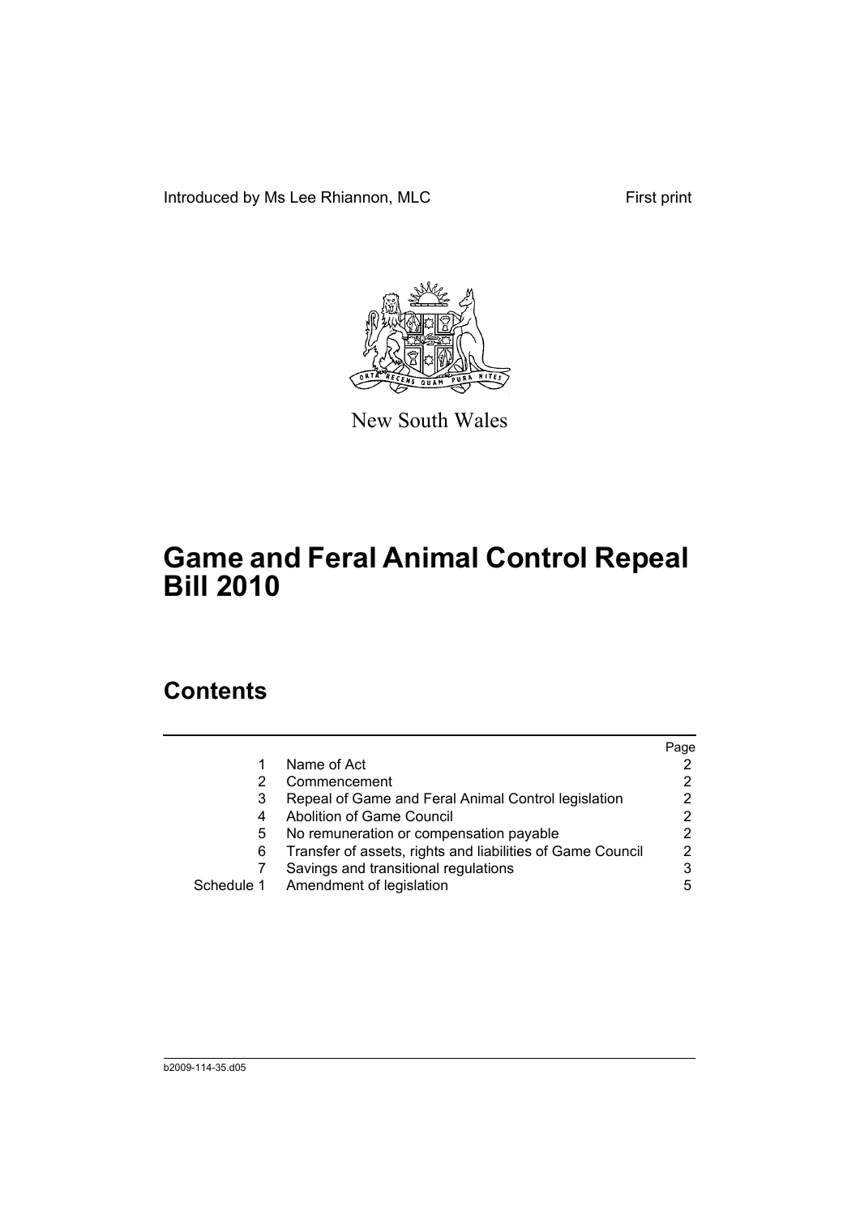Introduced by Ms Lee Rhiannon, MLC

First print

New South Wales

# Game and Feral Animal Control Repeal Bill 2010

## Contents

| | | Page |
|---|---|---|
| 1 | Name of Act | 2 |
| 2 | Commencement | 2 |
| 3 | Repeal of Game and Feral Animal Control legislation | 2 |
| 4 | Abolition of Game Council | 2 |
| 5 | No remuneration or compensation payable | 2 |
| 6 | Transfer of assets, rights and liabilities of Game Council | 2 |
| 7 | Savings and transitional regulations | 3 |
| Schedule 1 | Amendment of legislation | 5 |

b2009-114-35.d05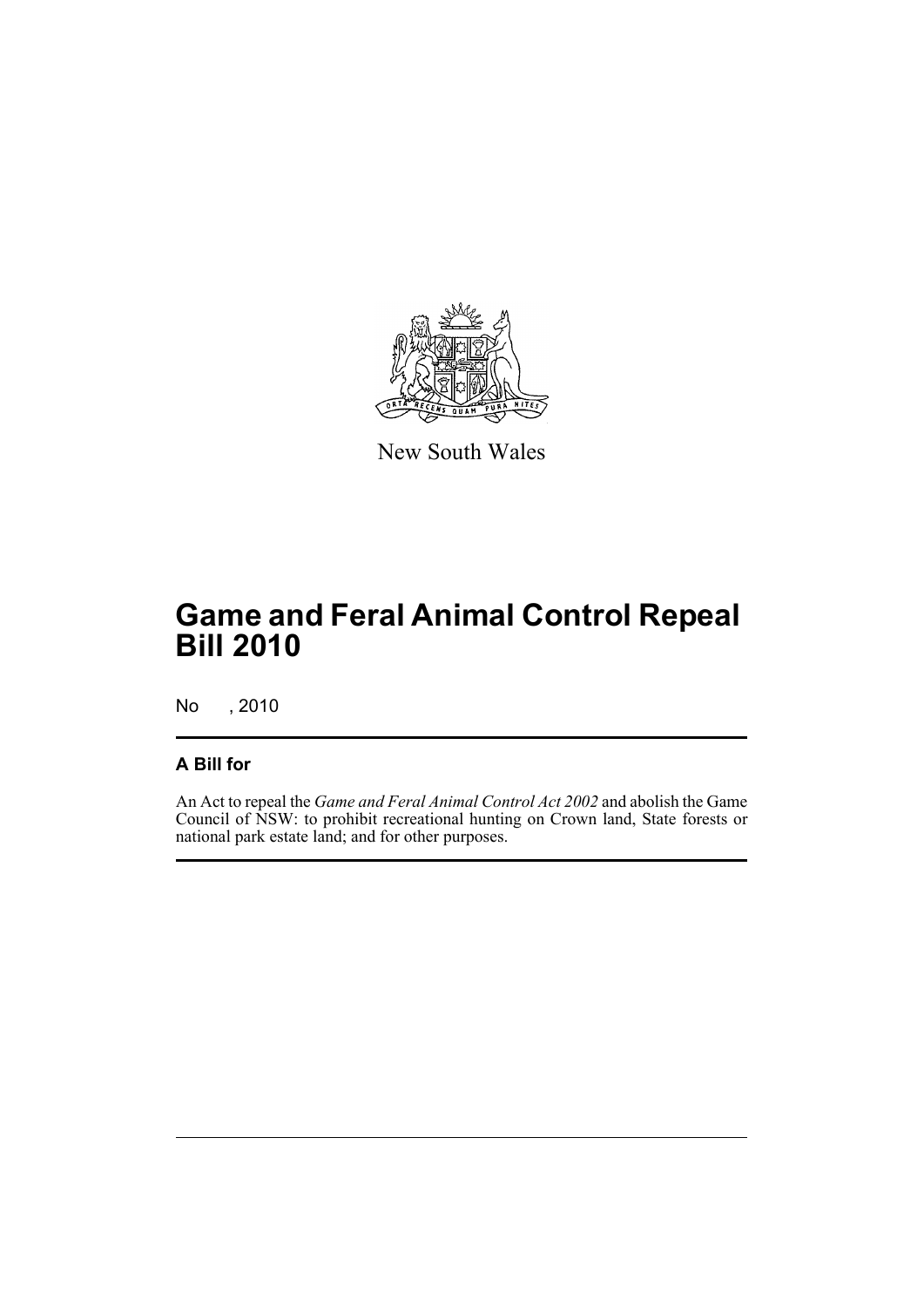New South Wales

# Game and Feral Animal Control Repeal Bill 2010

No , 2010

## A Bill for

An Act to repeal the *Game and Feral Animal Control Act 2002* and abolish the Game Council of NSW: to prohibit recreational hunting on Crown land, State forests or national park estate land; and for other purposes.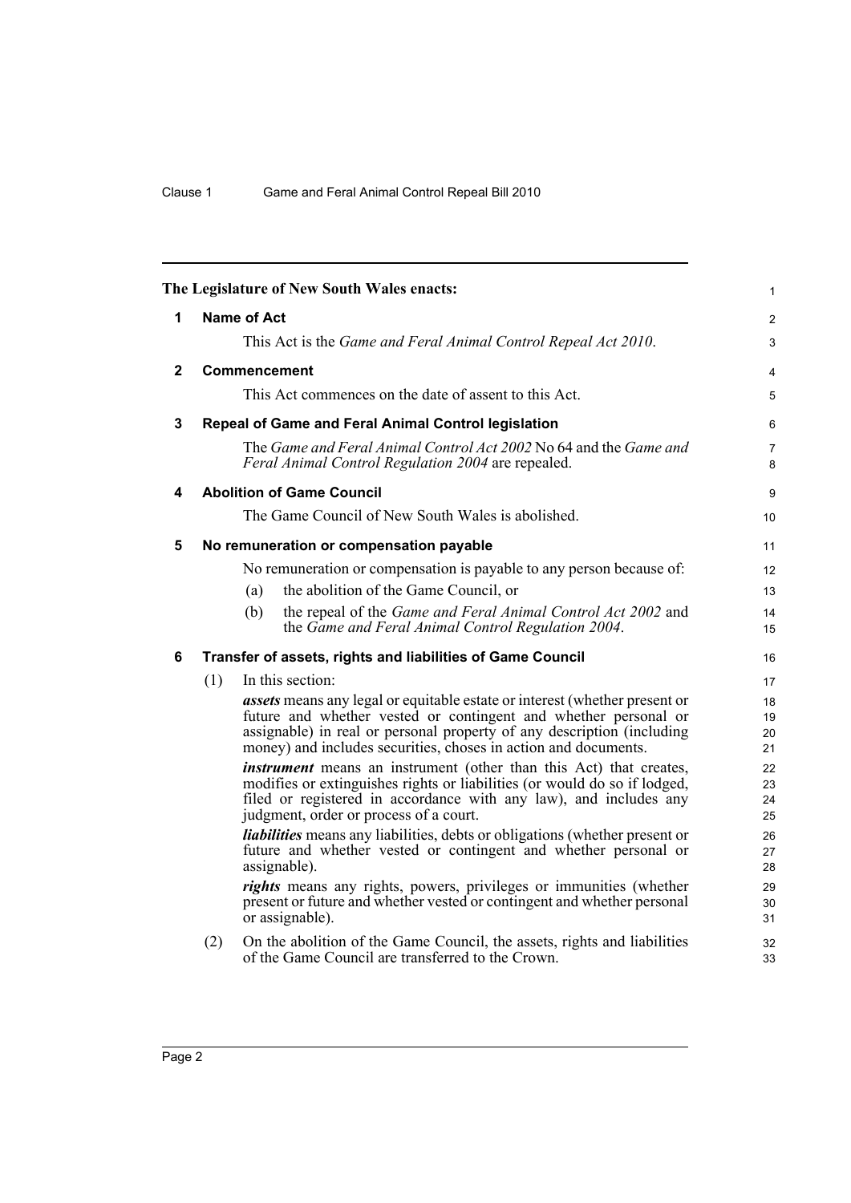The Legislature of New South Wales enacts:

## 1 Name of Act

This Act is the *Game and Feral Animal Control Repeal Act 2010*.

## 2 Commencement

This Act commences on the date of assent to this Act.

## 3 Repeal of Game and Feral Animal Control legislation

The *Game and Feral Animal Control Act 2002* No 64 and the *Game and Feral Animal Control Regulation 2004* are repealed.

## 4 Abolition of Game Council

The Game Council of New South Wales is abolished.

## 5 No remuneration or compensation payable

No remuneration or compensation is payable to any person because of:

(a) the abolition of the Game Council, or

(b) the repeal of the *Game and Feral Animal Control Act 2002* and the *Game and Feral Animal Control Regulation 2004*.

## 6 Transfer of assets, rights and liabilities of Game Council

(1) In this section:

***assets*** means any legal or equitable estate or interest (whether present or future and whether vested or contingent and whether personal or assignable) in real or personal property of any description (including money) and includes securities, choses in action and documents.

***instrument*** means an instrument (other than this Act) that creates, modifies or extinguishes rights or liabilities (or would do so if lodged, filed or registered in accordance with any law), and includes any judgment, order or process of a court.

***liabilities*** means any liabilities, debts or obligations (whether present or future and whether vested or contingent and whether personal or assignable).

***rights*** means any rights, powers, privileges or immunities (whether present or future and whether vested or contingent and whether personal or assignable).

(2) On the abolition of the Game Council, the assets, rights and liabilities of the Game Council are transferred to the Crown.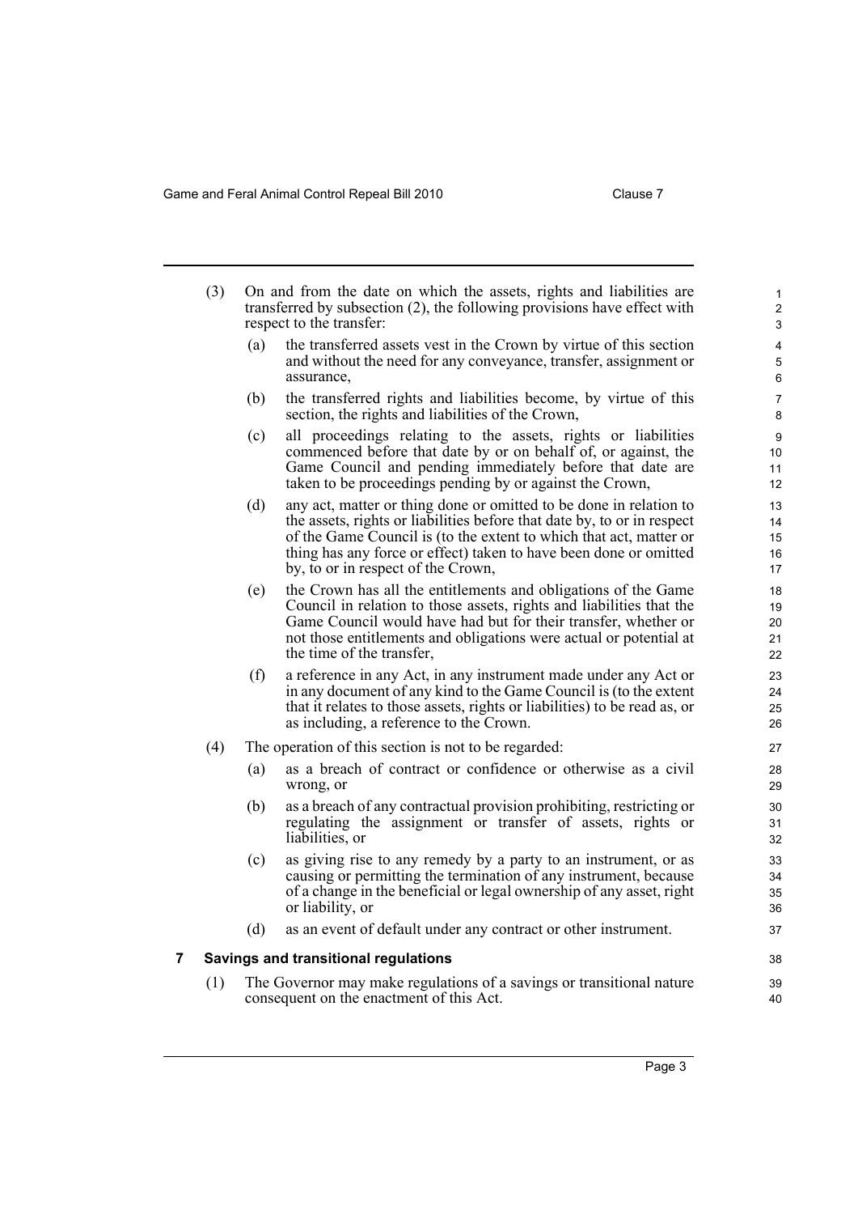(3) On and from the date on which the assets, rights and liabilities are transferred by subsection (2), the following provisions have effect with respect to the transfer:

(a) the transferred assets vest in the Crown by virtue of this section and without the need for any conveyance, transfer, assignment or assurance,

(b) the transferred rights and liabilities become, by virtue of this section, the rights and liabilities of the Crown,

(c) all proceedings relating to the assets, rights or liabilities commenced before that date by or on behalf of, or against, the Game Council and pending immediately before that date are taken to be proceedings pending by or against the Crown,

(d) any act, matter or thing done or omitted to be done in relation to the assets, rights or liabilities before that date by, to or in respect of the Game Council is (to the extent to which that act, matter or thing has any force or effect) taken to have been done or omitted by, to or in respect of the Crown,

(e) the Crown has all the entitlements and obligations of the Game Council in relation to those assets, rights and liabilities that the Game Council would have had but for their transfer, whether or not those entitlements and obligations were actual or potential at the time of the transfer,

(f) a reference in any Act, in any instrument made under any Act or in any document of any kind to the Game Council is (to the extent that it relates to those assets, rights or liabilities) to be read as, or as including, a reference to the Crown.

(4) The operation of this section is not to be regarded:

(a) as a breach of contract or confidence or otherwise as a civil wrong, or

(b) as a breach of any contractual provision prohibiting, restricting or regulating the assignment or transfer of assets, rights or liabilities, or

(c) as giving rise to any remedy by a party to an instrument, or as causing or permitting the termination of any instrument, because of a change in the beneficial or legal ownership of any asset, right or liability, or

(d) as an event of default under any contract or other instrument.

### 7 Savings and transitional regulations

(1) The Governor may make regulations of a savings or transitional nature consequent on the enactment of this Act.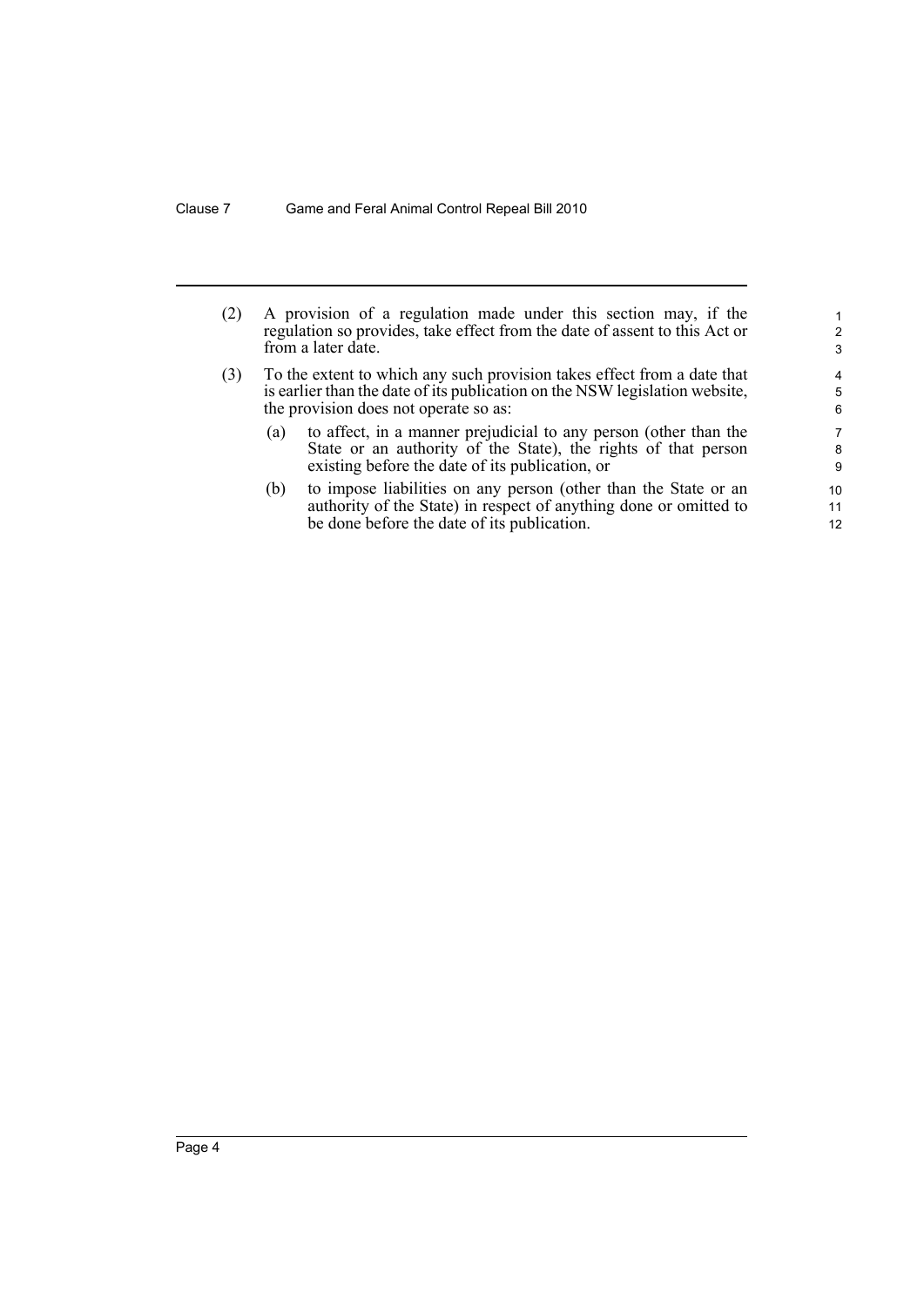(2) A provision of a regulation made under this section may, if the regulation so provides, take effect from the date of assent to this Act or from a later date.

(3) To the extent to which any such provision takes effect from a date that is earlier than the date of its publication on the NSW legislation website, the provision does not operate so as:

(a) to affect, in a manner prejudicial to any person (other than the State or an authority of the State), the rights of that person existing before the date of its publication, or

(b) to impose liabilities on any person (other than the State or an authority of the State) in respect of anything done or omitted to be done before the date of its publication.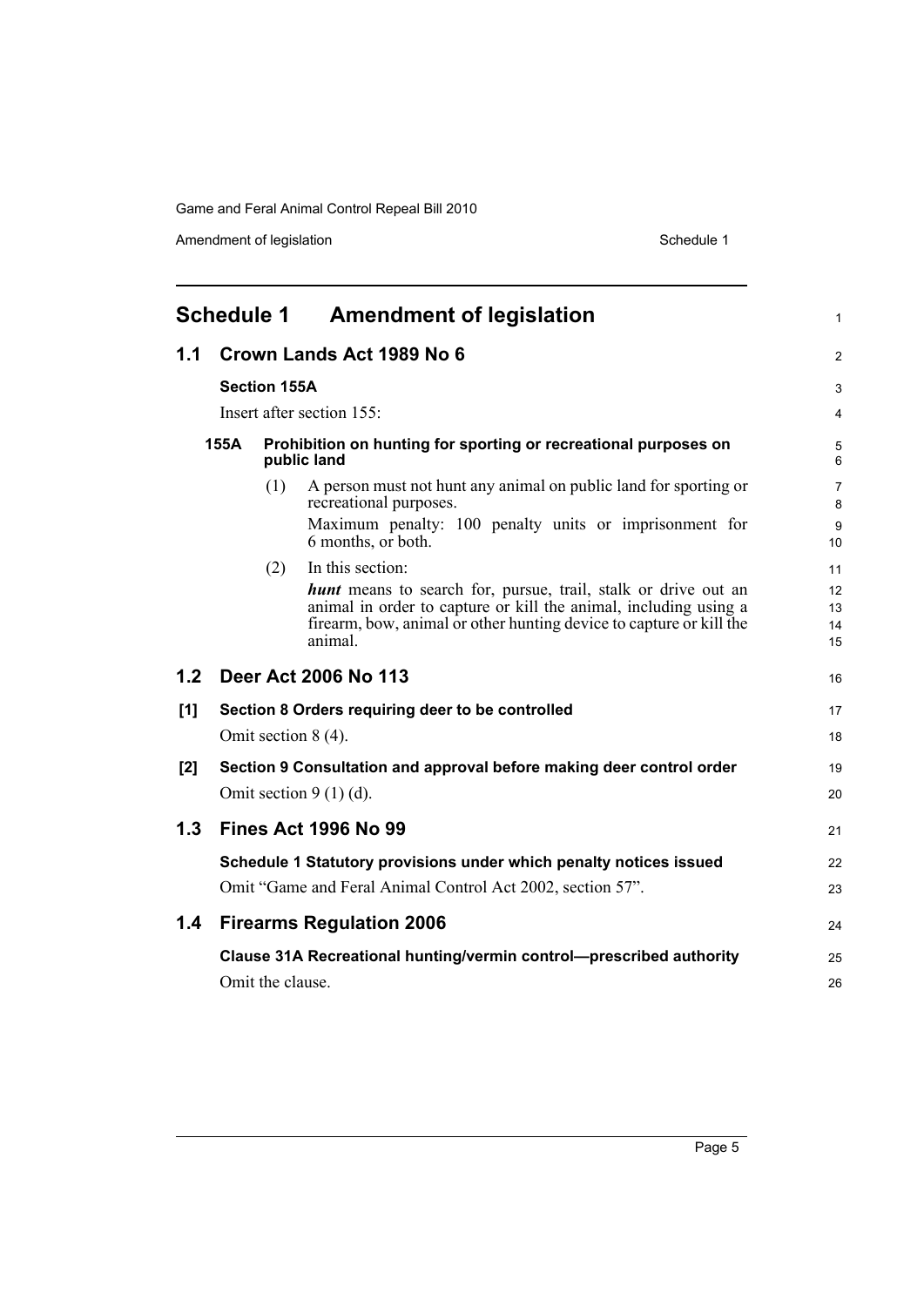# Schedule 1 Amendment of legislation

## 1.1 Crown Lands Act 1989 No 6

### Section 155A

Insert after section 155:

#### 155A Prohibition on hunting for sporting or recreational purposes on public land

(1) A person must not hunt any animal on public land for sporting or recreational purposes.

Maximum penalty: 100 penalty units or imprisonment for 6 months, or both.

(2) In this section:

***hunt*** means to search for, pursue, trail, stalk or drive out an animal in order to capture or kill the animal, including using a firearm, bow, animal or other hunting device to capture or kill the animal.

## 1.2 Deer Act 2006 No 113

**[1] Section 8 Orders requiring deer to be controlled**

Omit section 8 (4).

**[2] Section 9 Consultation and approval before making deer control order**

Omit section 9 (1) (d).

## 1.3 Fines Act 1996 No 99

### Schedule 1 Statutory provisions under which penalty notices issued

Omit "Game and Feral Animal Control Act 2002, section 57".

## 1.4 Firearms Regulation 2006

### Clause 31A Recreational hunting/vermin control—prescribed authority

Omit the clause.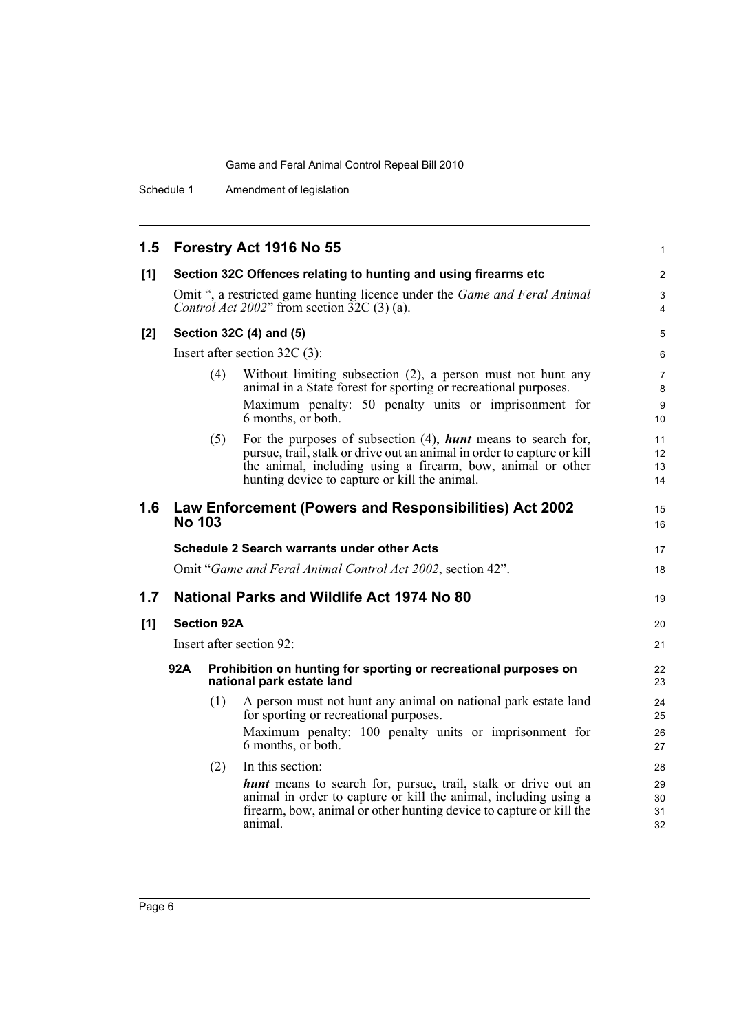## 1.5 Forestry Act 1916 No 55

**[1] Section 32C Offences relating to hunting and using firearms etc**

Omit ", a restricted game hunting licence under the *Game and Feral Animal Control Act 2002*" from section 32C (3) (a).

**[2] Section 32C (4) and (5)**

Insert after section 32C (3):

(4) Without limiting subsection (2), a person must not hunt any animal in a State forest for sporting or recreational purposes.

Maximum penalty: 50 penalty units or imprisonment for 6 months, or both.

(5) For the purposes of subsection (4), ***hunt*** means to search for, pursue, trail, stalk or drive out an animal in order to capture or kill the animal, including using a firearm, bow, animal or other hunting device to capture or kill the animal.

## 1.6 Law Enforcement (Powers and Responsibilities) Act 2002 No 103

**Schedule 2 Search warrants under other Acts**

Omit "*Game and Feral Animal Control Act 2002*, section 42".

## 1.7 National Parks and Wildlife Act 1974 No 80

**[1] Section 92A**

Insert after section 92:

**92A Prohibition on hunting for sporting or recreational purposes on national park estate land**

(1) A person must not hunt any animal on national park estate land for sporting or recreational purposes.

Maximum penalty: 100 penalty units or imprisonment for 6 months, or both.

(2) In this section:

***hunt*** means to search for, pursue, trail, stalk or drive out an animal in order to capture or kill the animal, including using a firearm, bow, animal or other hunting device to capture or kill the animal.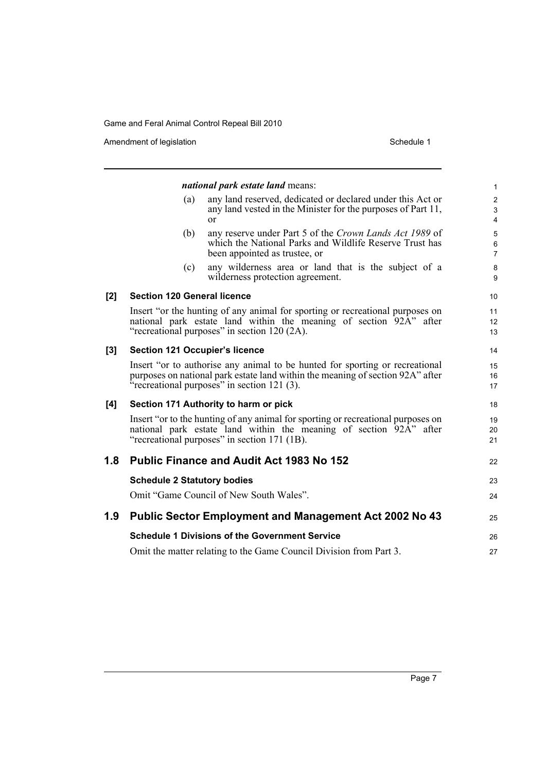***national park estate land*** means:

(a) any land reserved, dedicated or declared under this Act or any land vested in the Minister for the purposes of Part 11, or

(b) any reserve under Part 5 of the *Crown Lands Act 1989* of which the National Parks and Wildlife Reserve Trust has been appointed as trustee, or

(c) any wilderness area or land that is the subject of a wilderness protection agreement.

**[2] Section 120 General licence**

Insert "or the hunting of any animal for sporting or recreational purposes on national park estate land within the meaning of section 92A" after "recreational purposes" in section 120 (2A).

**[3] Section 121 Occupier's licence**

Insert "or to authorise any animal to be hunted for sporting or recreational purposes on national park estate land within the meaning of section 92A" after "recreational purposes" in section 121 (3).

**[4] Section 171 Authority to harm or pick**

Insert "or to the hunting of any animal for sporting or recreational purposes on national park estate land within the meaning of section 92A" after "recreational purposes" in section 171 (1B).

## 1.8 Public Finance and Audit Act 1983 No 152

**Schedule 2 Statutory bodies**

Omit "Game Council of New South Wales".

## 1.9 Public Sector Employment and Management Act 2002 No 43

**Schedule 1 Divisions of the Government Service**

Omit the matter relating to the Game Council Division from Part 3.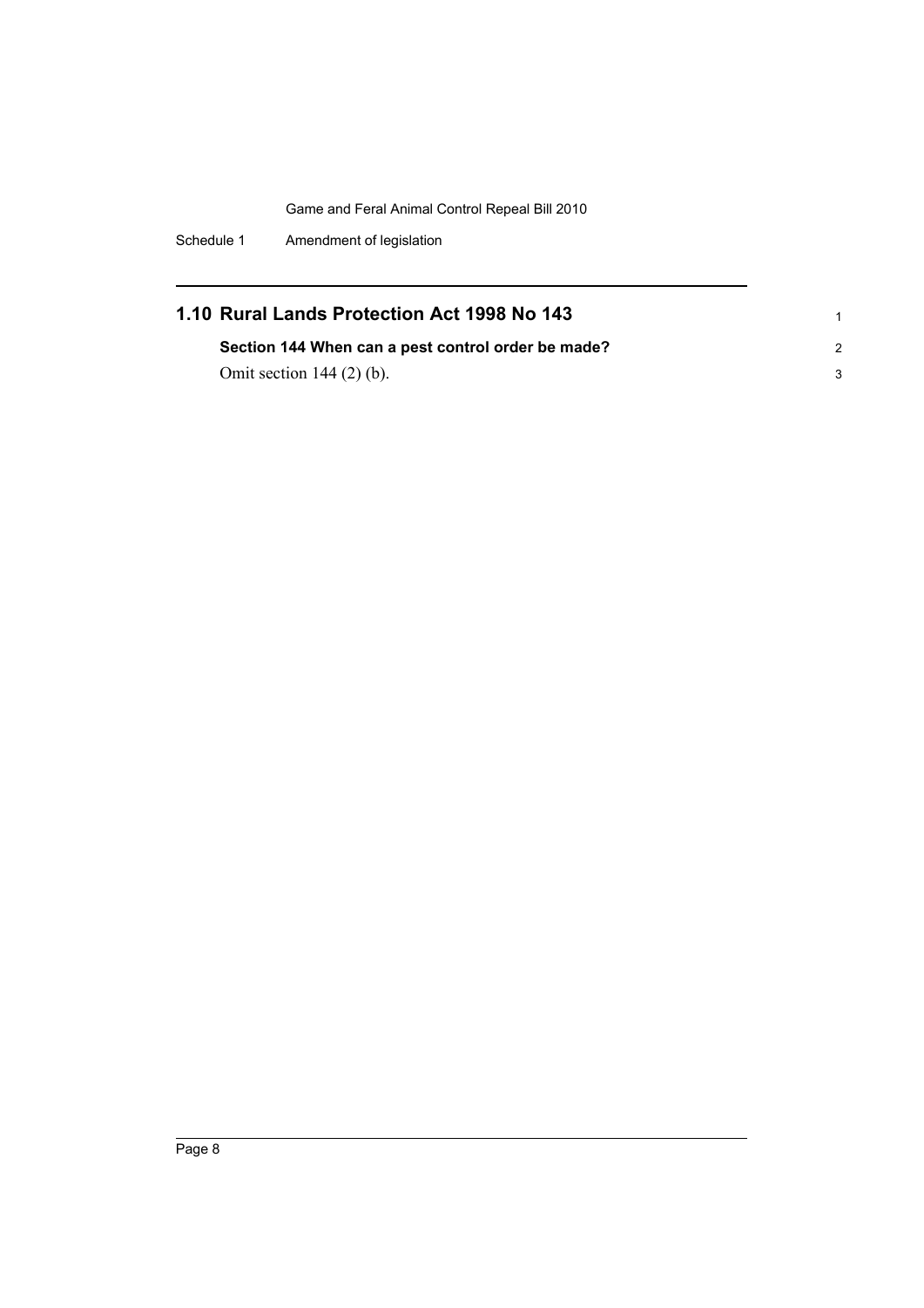## 1.10 Rural Lands Protection Act 1998 No 143

**Section 144 When can a pest control order be made?**

Omit section 144 (2) (b).